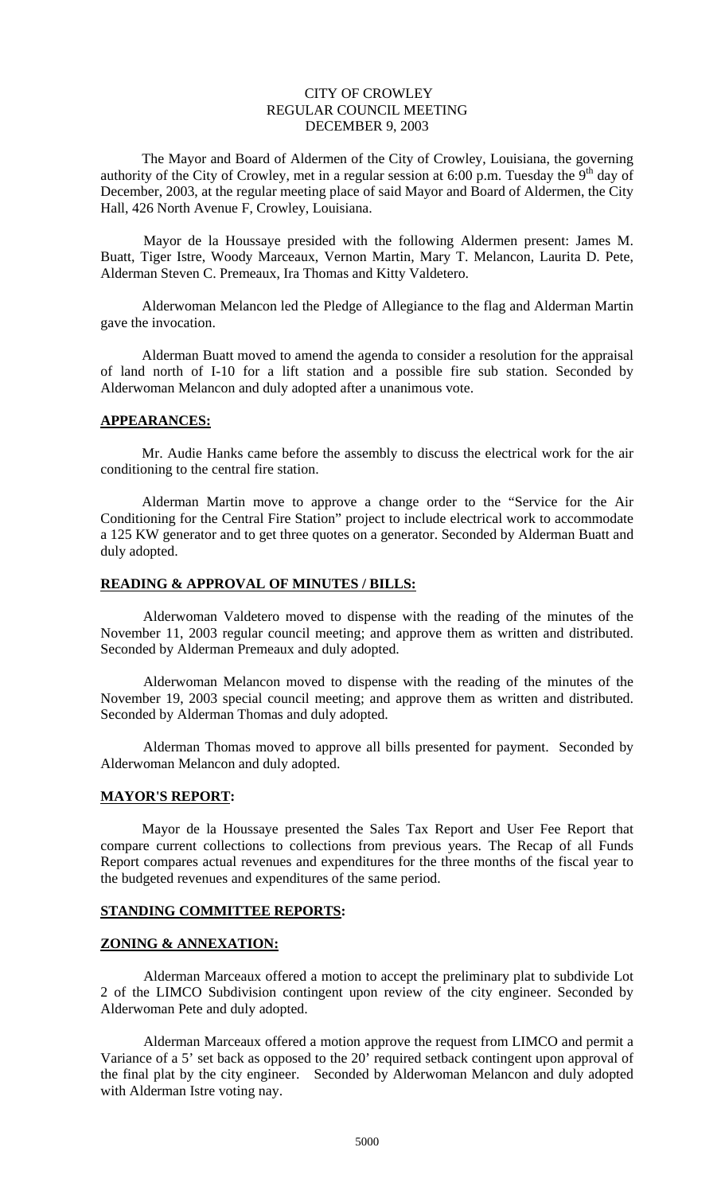CITY OF CROWLEY
REGULAR COUNCIL MEETING
DECEMBER 9, 2003

The Mayor and Board of Aldermen of the City of Crowley, Louisiana, the governing authority of the City of Crowley, met in a regular session at 6:00 p.m. Tuesday the 9th day of December, 2003, at the regular meeting place of said Mayor and Board of Aldermen, the City Hall, 426 North Avenue F, Crowley, Louisiana.

Mayor de la Houssaye presided with the following Aldermen present: James M. Buatt, Tiger Istre, Woody Marceaux, Vernon Martin, Mary T. Melancon, Laurita D. Pete, Alderman Steven C. Premeaux, Ira Thomas and Kitty Valdetero.

Alderwoman Melancon led the Pledge of Allegiance to the flag and Alderman Martin gave the invocation.

Alderman Buatt moved to amend the agenda to consider a resolution for the appraisal of land north of I-10 for a lift station and a possible fire sub station. Seconded by Alderwoman Melancon and duly adopted after a unanimous vote.

**APPEARANCES:**

Mr. Audie Hanks came before the assembly to discuss the electrical work for the air conditioning to the central fire station.

Alderman Martin move to approve a change order to the "Service for the Air Conditioning for the Central Fire Station" project to include electrical work to accommodate a 125 KW generator and to get three quotes on a generator. Seconded by Alderman Buatt and duly adopted.

**READING & APPROVAL OF MINUTES / BILLS:**

Alderwoman Valdetero moved to dispense with the reading of the minutes of the November 11, 2003 regular council meeting; and approve them as written and distributed. Seconded by Alderman Premeaux and duly adopted.

Alderwoman Melancon moved to dispense with the reading of the minutes of the November 19, 2003 special council meeting; and approve them as written and distributed. Seconded by Alderman Thomas and duly adopted.

Alderman Thomas moved to approve all bills presented for payment. Seconded by Alderwoman Melancon and duly adopted.

**MAYOR'S REPORT:**

Mayor de la Houssaye presented the Sales Tax Report and User Fee Report that compare current collections to collections from previous years. The Recap of all Funds Report compares actual revenues and expenditures for the three months of the fiscal year to the budgeted revenues and expenditures of the same period.

**STANDING COMMITTEE REPORTS:**

**ZONING & ANNEXATION:**

Alderman Marceaux offered a motion to accept the preliminary plat to subdivide Lot 2 of the LIMCO Subdivision contingent upon review of the city engineer. Seconded by Alderwoman Pete and duly adopted.

Alderman Marceaux offered a motion approve the request from LIMCO and permit a Variance of a 5' set back as opposed to the 20' required setback contingent upon approval of the final plat by the city engineer. Seconded by Alderwoman Melancon and duly adopted with Alderman Istre voting nay.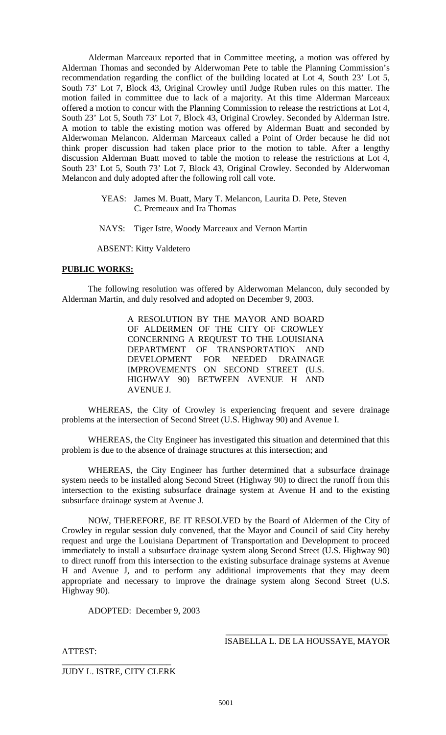Alderman Marceaux reported that in Committee meeting, a motion was offered by Alderman Thomas and seconded by Alderwoman Pete to table the Planning Commission's recommendation regarding the conflict of the building located at Lot 4, South 23' Lot 5, South 73' Lot 7, Block 43, Original Crowley until Judge Ruben rules on this matter. The motion failed in committee due to lack of a majority. At this time Alderman Marceaux offered a motion to concur with the Planning Commission to release the restrictions at Lot 4, South 23' Lot 5, South 73' Lot 7, Block 43, Original Crowley. Seconded by Alderman Istre. A motion to table the existing motion was offered by Alderman Buatt and seconded by Alderwoman Melancon. Alderman Marceaux called a Point of Order because he did not think proper discussion had taken place prior to the motion to table. After a lengthy discussion Alderman Buatt moved to table the motion to release the restrictions at Lot 4, South 23' Lot 5, South 73' Lot 7, Block 43, Original Crowley. Seconded by Alderwoman Melancon and duly adopted after the following roll call vote.

YEAS: James M. Buatt, Mary T. Melancon, Laurita D. Pete, Steven C. Premeaux and Ira Thomas

NAYS: Tiger Istre, Woody Marceaux and Vernon Martin

ABSENT: Kitty Valdetero

**PUBLIC WORKS:**

The following resolution was offered by Alderwoman Melancon, duly seconded by Alderman Martin, and duly resolved and adopted on December 9, 2003.

A RESOLUTION BY THE MAYOR AND BOARD OF ALDERMEN OF THE CITY OF CROWLEY CONCERNING A REQUEST TO THE LOUISIANA DEPARTMENT OF TRANSPORTATION AND DEVELOPMENT FOR NEEDED DRAINAGE IMPROVEMENTS ON SECOND STREET (U.S. HIGHWAY 90) BETWEEN AVENUE H AND AVENUE J.

WHEREAS, the City of Crowley is experiencing frequent and severe drainage problems at the intersection of Second Street (U.S. Highway 90) and Avenue I.

WHEREAS, the City Engineer has investigated this situation and determined that this problem is due to the absence of drainage structures at this intersection; and

WHEREAS, the City Engineer has further determined that a subsurface drainage system needs to be installed along Second Street (Highway 90) to direct the runoff from this intersection to the existing subsurface drainage system at Avenue H and to the existing subsurface drainage system at Avenue J.

NOW, THEREFORE, BE IT RESOLVED by the Board of Aldermen of the City of Crowley in regular session duly convened, that the Mayor and Council of said City hereby request and urge the Louisiana Department of Transportation and Development to proceed immediately to install a subsurface drainage system along Second Street (U.S. Highway 90) to direct runoff from this intersection to the existing subsurface drainage systems at Avenue H and Avenue J, and to perform any additional improvements that they may deem appropriate and necessary to improve the drainage system along Second Street (U.S. Highway 90).

ADOPTED: December 9, 2003

\_\_\_\_\_\_\_\_\_\_\_\_\_\_\_\_\_\_\_\_\_\_\_\_\_\_\_\_\_\_\_\_\_\_\_\_
ISABELLA L. DE LA HOUSSAYE, MAYOR

ATTEST:

\_\_\_\_\_\_\_\_\_\_\_\_\_\_\_\_\_\_\_\_\_\_\_\_\_\_
JUDY L. ISTRE, CITY CLERK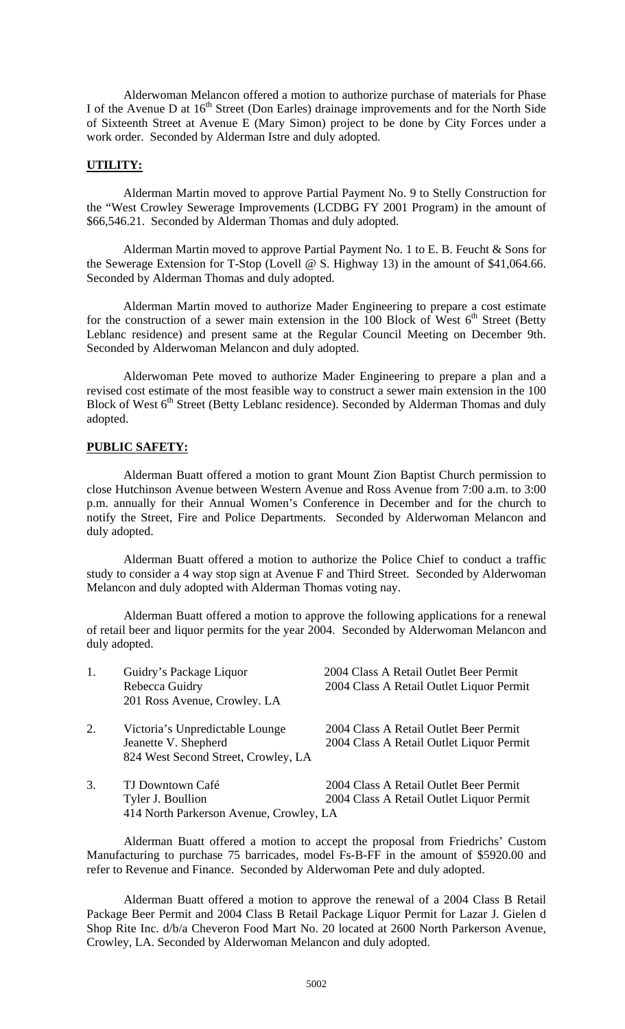Alderwoman Melancon offered a motion to authorize purchase of materials for Phase I of the Avenue D at 16th Street (Don Earles) drainage improvements and for the North Side of Sixteenth Street at Avenue E (Mary Simon) project to be done by City Forces under a work order. Seconded by Alderman Istre and duly adopted.

## **UTILITY:**

Alderman Martin moved to approve Partial Payment No. 9 to Stelly Construction for the "West Crowley Sewerage Improvements (LCDBG FY 2001 Program) in the amount of $66,546.21. Seconded by Alderman Thomas and duly adopted.

Alderman Martin moved to approve Partial Payment No. 1 to E. B. Feucht & Sons for the Sewerage Extension for T-Stop (Lovell @ S. Highway 13) in the amount of $41,064.66. Seconded by Alderman Thomas and duly adopted.

Alderman Martin moved to authorize Mader Engineering to prepare a cost estimate for the construction of a sewer main extension in the 100 Block of West 6th Street (Betty Leblanc residence) and present same at the Regular Council Meeting on December 9th. Seconded by Alderwoman Melancon and duly adopted.

Alderwoman Pete moved to authorize Mader Engineering to prepare a plan and a revised cost estimate of the most feasible way to construct a sewer main extension in the 100 Block of West 6th Street (Betty Leblanc residence). Seconded by Alderman Thomas and duly adopted.

## **PUBLIC SAFETY:**

Alderman Buatt offered a motion to grant Mount Zion Baptist Church permission to close Hutchinson Avenue between Western Avenue and Ross Avenue from 7:00 a.m. to 3:00 p.m. annually for their Annual Women's Conference in December and for the church to notify the Street, Fire and Police Departments. Seconded by Alderwoman Melancon and duly adopted.

Alderman Buatt offered a motion to authorize the Police Chief to conduct a traffic study to consider a 4 way stop sign at Avenue F and Third Street. Seconded by Alderwoman Melancon and duly adopted with Alderman Thomas voting nay.

Alderman Buatt offered a motion to approve the following applications for a renewal of retail beer and liquor permits for the year 2004. Seconded by Alderwoman Melancon and duly adopted.

1. Guidry's Package Liquor — 2004 Class A Retail Outlet Beer Permit
   Rebecca Guidry — 2004 Class A Retail Outlet Liquor Permit
   201 Ross Avenue, Crowley. LA

2. Victoria's Unpredictable Lounge — 2004 Class A Retail Outlet Beer Permit
   Jeanette V. Shepherd — 2004 Class A Retail Outlet Liquor Permit
   824 West Second Street, Crowley, LA

3. TJ Downtown Café — 2004 Class A Retail Outlet Beer Permit
   Tyler J. Boullion — 2004 Class A Retail Outlet Liquor Permit
   414 North Parkerson Avenue, Crowley, LA

Alderman Buatt offered a motion to accept the proposal from Friedrichs' Custom Manufacturing to purchase 75 barricades, model Fs-B-FF in the amount of $5920.00 and refer to Revenue and Finance. Seconded by Alderwoman Pete and duly adopted.

Alderman Buatt offered a motion to approve the renewal of a 2004 Class B Retail Package Beer Permit and 2004 Class B Retail Package Liquor Permit for Lazar J. Gielen d Shop Rite Inc. d/b/a Cheveron Food Mart No. 20 located at 2600 North Parkerson Avenue, Crowley, LA. Seconded by Alderwoman Melancon and duly adopted.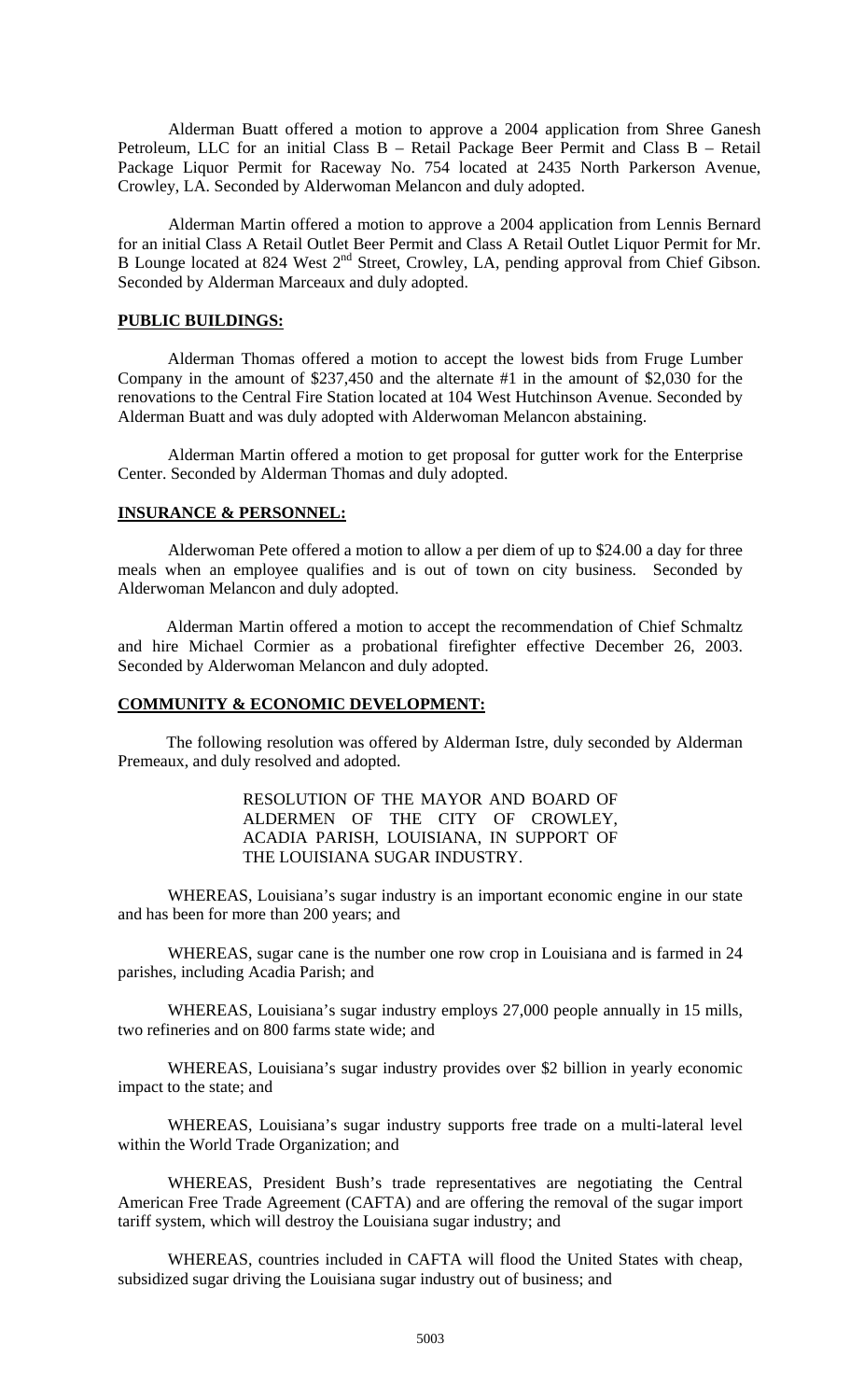Alderman Buatt offered a motion to approve a 2004 application from Shree Ganesh Petroleum, LLC for an initial Class B – Retail Package Beer Permit and Class B – Retail Package Liquor Permit for Raceway No. 754 located at 2435 North Parkerson Avenue, Crowley, LA. Seconded by Alderwoman Melancon and duly adopted.

Alderman Martin offered a motion to approve a 2004 application from Lennis Bernard for an initial Class A Retail Outlet Beer Permit and Class A Retail Outlet Liquor Permit for Mr. B Lounge located at 824 West 2nd Street, Crowley, LA, pending approval from Chief Gibson. Seconded by Alderman Marceaux and duly adopted.

**PUBLIC BUILDINGS:**

Alderman Thomas offered a motion to accept the lowest bids from Fruge Lumber Company in the amount of $237,450 and the alternate #1 in the amount of $2,030 for the renovations to the Central Fire Station located at 104 West Hutchinson Avenue. Seconded by Alderman Buatt and was duly adopted with Alderwoman Melancon abstaining.

Alderman Martin offered a motion to get proposal for gutter work for the Enterprise Center. Seconded by Alderman Thomas and duly adopted.

**INSURANCE & PERSONNEL:**

Alderwoman Pete offered a motion to allow a per diem of up to $24.00 a day for three meals when an employee qualifies and is out of town on city business. Seconded by Alderwoman Melancon and duly adopted.

Alderman Martin offered a motion to accept the recommendation of Chief Schmaltz and hire Michael Cormier as a probational firefighter effective December 26, 2003. Seconded by Alderwoman Melancon and duly adopted.

**COMMUNITY & ECONOMIC DEVELOPMENT:**

The following resolution was offered by Alderman Istre, duly seconded by Alderman Premeaux, and duly resolved and adopted.

RESOLUTION OF THE MAYOR AND BOARD OF ALDERMEN OF THE CITY OF CROWLEY, ACADIA PARISH, LOUISIANA, IN SUPPORT OF THE LOUISIANA SUGAR INDUSTRY.

WHEREAS, Louisiana's sugar industry is an important economic engine in our state and has been for more than 200 years; and

WHEREAS, sugar cane is the number one row crop in Louisiana and is farmed in 24 parishes, including Acadia Parish; and

WHEREAS, Louisiana's sugar industry employs 27,000 people annually in 15 mills, two refineries and on 800 farms state wide; and

WHEREAS, Louisiana's sugar industry provides over $2 billion in yearly economic impact to the state; and

WHEREAS, Louisiana's sugar industry supports free trade on a multi-lateral level within the World Trade Organization; and

WHEREAS, President Bush's trade representatives are negotiating the Central American Free Trade Agreement (CAFTA) and are offering the removal of the sugar import tariff system, which will destroy the Louisiana sugar industry; and

WHEREAS, countries included in CAFTA will flood the United States with cheap, subsidized sugar driving the Louisiana sugar industry out of business; and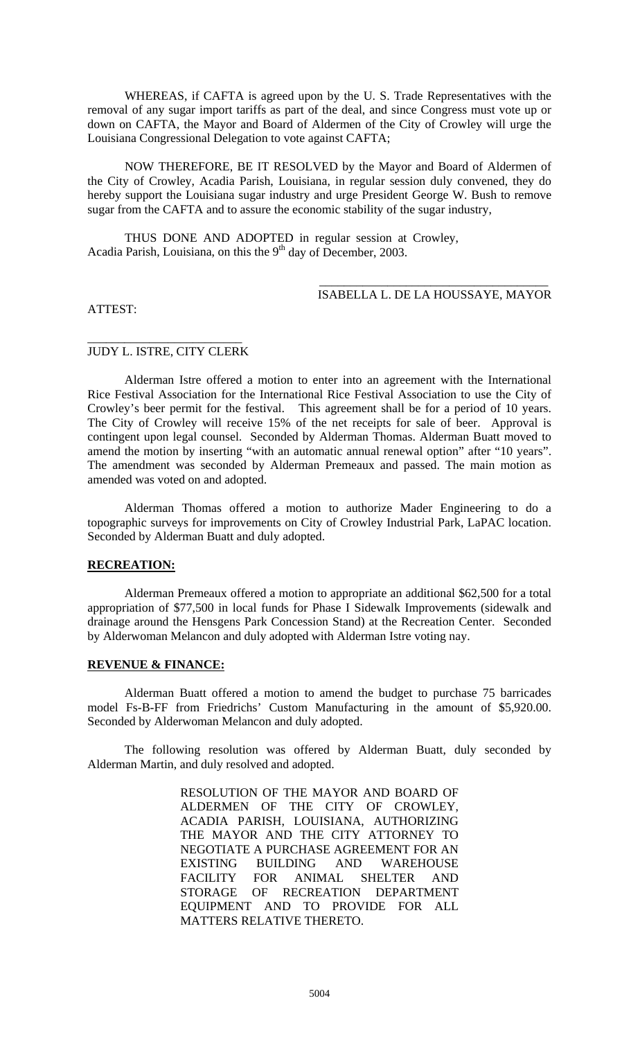WHEREAS, if CAFTA is agreed upon by the U. S. Trade Representatives with the removal of any sugar import tariffs as part of the deal, and since Congress must vote up or down on CAFTA, the Mayor and Board of Aldermen of the City of Crowley will urge the Louisiana Congressional Delegation to vote against CAFTA;

NOW THEREFORE, BE IT RESOLVED by the Mayor and Board of Aldermen of the City of Crowley, Acadia Parish, Louisiana, in regular session duly convened, they do hereby support the Louisiana sugar industry and urge President George W. Bush to remove sugar from the CAFTA and to assure the economic stability of the sugar industry,

THUS DONE AND ADOPTED in regular session at Crowley, Acadia Parish, Louisiana, on this the 9th day of December, 2003.

\_\_\_\_\_\_\_\_\_\_\_\_\_\_\_\_\_\_\_\_\_\_\_\_\_\_\_\_\_\_\_\_\_\_\_\_
ISABELLA L. DE LA HOUSSAYE, MAYOR

ATTEST:

\_\_\_\_\_\_\_\_\_\_\_\_\_\_\_\_\_\_\_\_\_\_\_\_\_\_
JUDY L. ISTRE, CITY CLERK

Alderman Istre offered a motion to enter into an agreement with the International Rice Festival Association for the International Rice Festival Association to use the City of Crowley's beer permit for the festival. This agreement shall be for a period of 10 years. The City of Crowley will receive 15% of the net receipts for sale of beer. Approval is contingent upon legal counsel. Seconded by Alderman Thomas. Alderman Buatt moved to amend the motion by inserting "with an automatic annual renewal option" after "10 years". The amendment was seconded by Alderman Premeaux and passed. The main motion as amended was voted on and adopted.

Alderman Thomas offered a motion to authorize Mader Engineering to do a topographic surveys for improvements on City of Crowley Industrial Park, LaPAC location. Seconded by Alderman Buatt and duly adopted.

**RECREATION:**

Alderman Premeaux offered a motion to appropriate an additional $62,500 for a total appropriation of $77,500 in local funds for Phase I Sidewalk Improvements (sidewalk and drainage around the Hensgens Park Concession Stand) at the Recreation Center. Seconded by Alderwoman Melancon and duly adopted with Alderman Istre voting nay.

**REVENUE & FINANCE:**

Alderman Buatt offered a motion to amend the budget to purchase 75 barricades model Fs-B-FF from Friedrichs' Custom Manufacturing in the amount of $5,920.00. Seconded by Alderwoman Melancon and duly adopted.

The following resolution was offered by Alderman Buatt, duly seconded by Alderman Martin, and duly resolved and adopted.

RESOLUTION OF THE MAYOR AND BOARD OF ALDERMEN OF THE CITY OF CROWLEY, ACADIA PARISH, LOUISIANA, AUTHORIZING THE MAYOR AND THE CITY ATTORNEY TO NEGOTIATE A PURCHASE AGREEMENT FOR AN EXISTING BUILDING AND WAREHOUSE FACILITY FOR ANIMAL SHELTER AND STORAGE OF RECREATION DEPARTMENT EQUIPMENT AND TO PROVIDE FOR ALL MATTERS RELATIVE THERETO.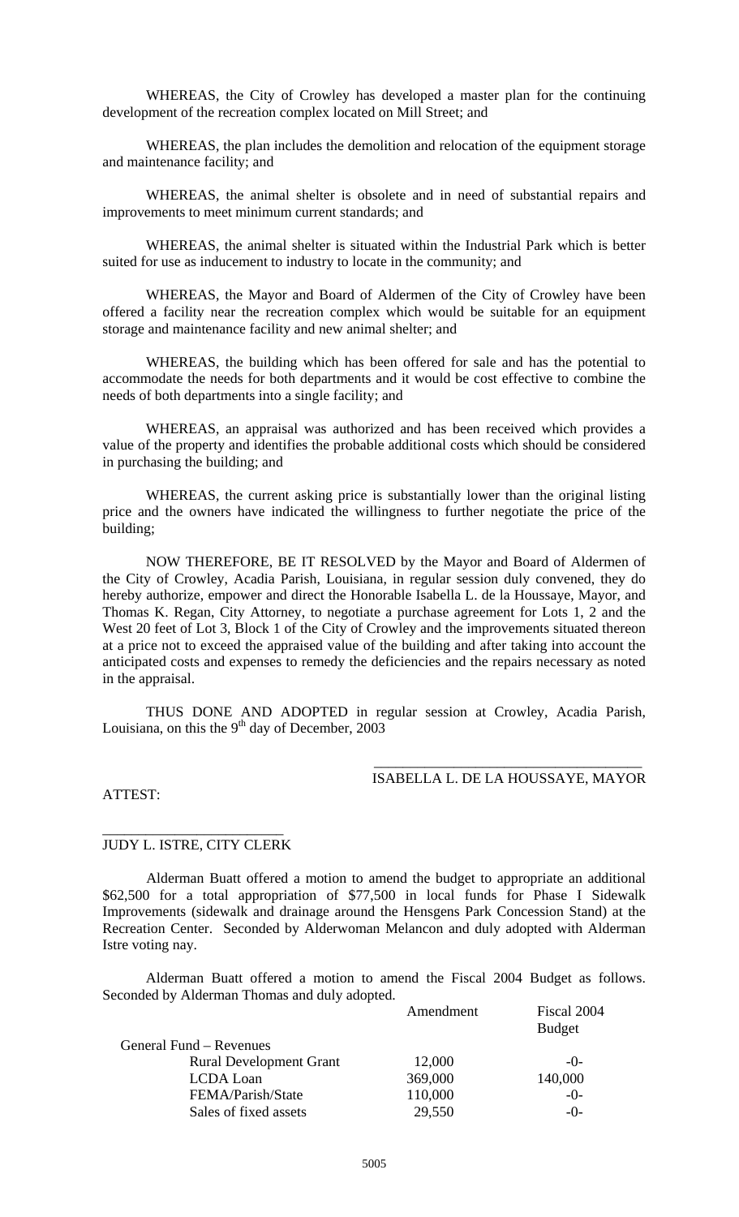WHEREAS, the City of Crowley has developed a master plan for the continuing development of the recreation complex located on Mill Street; and

WHEREAS, the plan includes the demolition and relocation of the equipment storage and maintenance facility; and

WHEREAS, the animal shelter is obsolete and in need of substantial repairs and improvements to meet minimum current standards; and

WHEREAS, the animal shelter is situated within the Industrial Park which is better suited for use as inducement to industry to locate in the community; and

WHEREAS, the Mayor and Board of Aldermen of the City of Crowley have been offered a facility near the recreation complex which would be suitable for an equipment storage and maintenance facility and new animal shelter; and

WHEREAS, the building which has been offered for sale and has the potential to accommodate the needs for both departments and it would be cost effective to combine the needs of both departments into a single facility; and

WHEREAS, an appraisal was authorized and has been received which provides a value of the property and identifies the probable additional costs which should be considered in purchasing the building; and

WHEREAS, the current asking price is substantially lower than the original listing price and the owners have indicated the willingness to further negotiate the price of the building;

NOW THEREFORE, BE IT RESOLVED by the Mayor and Board of Aldermen of the City of Crowley, Acadia Parish, Louisiana, in regular session duly convened, they do hereby authorize, empower and direct the Honorable Isabella L. de la Houssaye, Mayor, and Thomas K. Regan, City Attorney, to negotiate a purchase agreement for Lots 1, 2 and the West 20 feet of Lot 3, Block 1 of the City of Crowley and the improvements situated thereon at a price not to exceed the appraised value of the building and after taking into account the anticipated costs and expenses to remedy the deficiencies and the repairs necessary as noted in the appraisal.

THUS DONE AND ADOPTED in regular session at Crowley, Acadia Parish, Louisiana, on this the 9th day of December, 2003

\_\_\_\_\_\_\_\_\_\_\_\_\_\_\_\_\_\_\_\_\_\_\_\_\_\_\_\_\_\_\_\_\_\_\_\_
ISABELLA L. DE LA HOUSSAYE, MAYOR

ATTEST:

\_\_\_\_\_\_\_\_\_\_\_\_\_\_\_\_\_\_\_\_\_\_\_\_\_\_
JUDY L. ISTRE, CITY CLERK

Alderman Buatt offered a motion to amend the budget to appropriate an additional $62,500 for a total appropriation of $77,500 in local funds for Phase I Sidewalk Improvements (sidewalk and drainage around the Hensgens Park Concession Stand) at the Recreation Center. Seconded by Alderwoman Melancon and duly adopted with Alderman Istre voting nay.

Alderman Buatt offered a motion to amend the Fiscal 2004 Budget as follows. Seconded by Alderman Thomas and duly adopted.

| | Amendment | Fiscal 2004 Budget |
|---|---|---|
| General Fund – Revenues | | |
| Rural Development Grant | 12,000 | -0- |
| LCDA Loan | 369,000 | 140,000 |
| FEMA/Parish/State | 110,000 | -0- |
| Sales of fixed assets | 29,550 | -0- |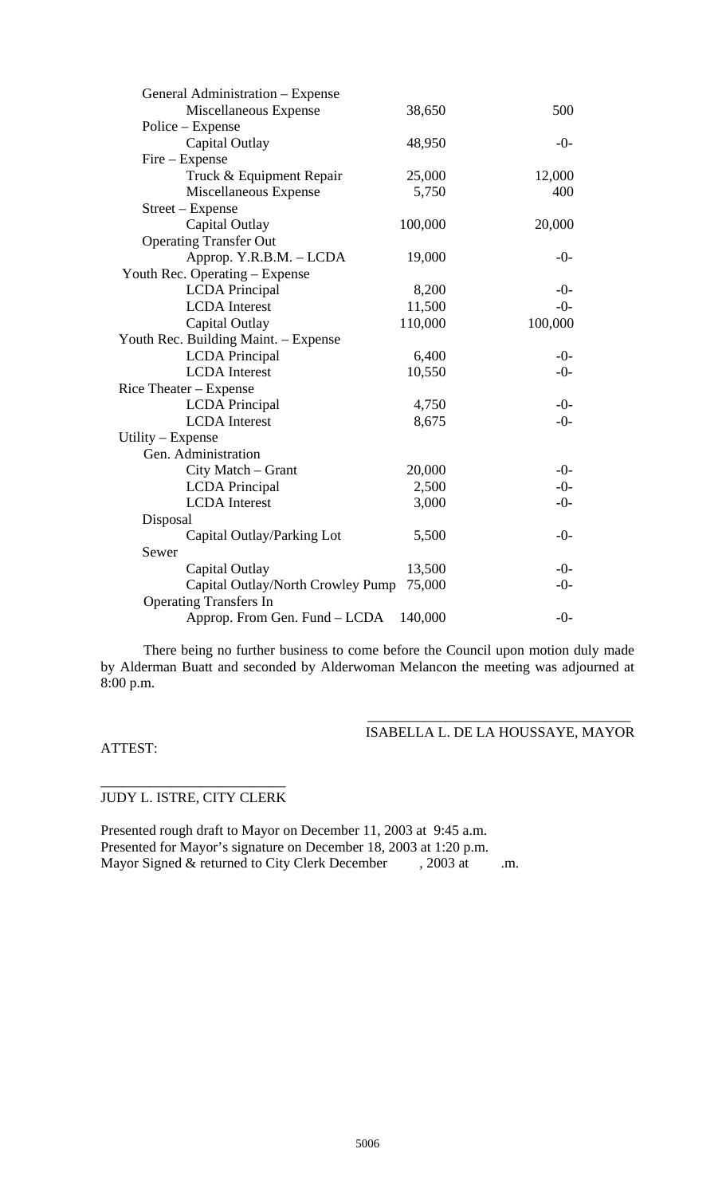| | | |
|---|---|---|
| General Administration – Expense | | |
| Miscellaneous Expense | 38,650 | 500 |
| Police – Expense | | |
| Capital Outlay | 48,950 | -0- |
| Fire – Expense | | |
| Truck & Equipment Repair | 25,000 | 12,000 |
| Miscellaneous Expense | 5,750 | 400 |
| Street – Expense | | |
| Capital Outlay | 100,000 | 20,000 |
| Operating Transfer Out | | |
| Approp. Y.R.B.M. – LCDA | 19,000 | -0- |
| Youth Rec. Operating – Expense | | |
| LCDA Principal | 8,200 | -0- |
| LCDA Interest | 11,500 | -0- |
| Capital Outlay | 110,000 | 100,000 |
| Youth Rec. Building Maint. – Expense | | |
| LCDA Principal | 6,400 | -0- |
| LCDA Interest | 10,550 | -0- |
| Rice Theater – Expense | | |
| LCDA Principal | 4,750 | -0- |
| LCDA Interest | 8,675 | -0- |
| Utility – Expense | | |
| Gen. Administration | | |
| City Match – Grant | 20,000 | -0- |
| LCDA Principal | 2,500 | -0- |
| LCDA Interest | 3,000 | -0- |
| Disposal | | |
| Capital Outlay/Parking Lot | 5,500 | -0- |
| Sewer | | |
| Capital Outlay | 13,500 | -0- |
| Capital Outlay/North Crowley Pump | 75,000 | -0- |
| Operating Transfers In | | |
| Approp. From Gen. Fund – LCDA | 140,000 | -0- |

There being no further business to come before the Council upon motion duly made by Alderman Buatt and seconded by Alderwoman Melancon the meeting was adjourned at 8:00 p.m.

\_\_\_\_\_\_\_\_\_\_\_\_\_\_\_\_\_\_\_\_\_\_\_\_\_\_\_\_\_\_\_\_\_\_\_\_

ISABELLA L. DE LA HOUSSAYE, MAYOR

ATTEST:

\_\_\_\_\_\_\_\_\_\_\_\_\_\_\_\_\_\_\_\_\_\_\_\_\_\_

JUDY L. ISTRE, CITY CLERK

Presented rough draft to Mayor on December 11, 2003 at 9:45 a.m.
Presented for Mayor's signature on December 18, 2003 at 1:20 p.m.
Mayor Signed & returned to City Clerk December , 2003 at .m.